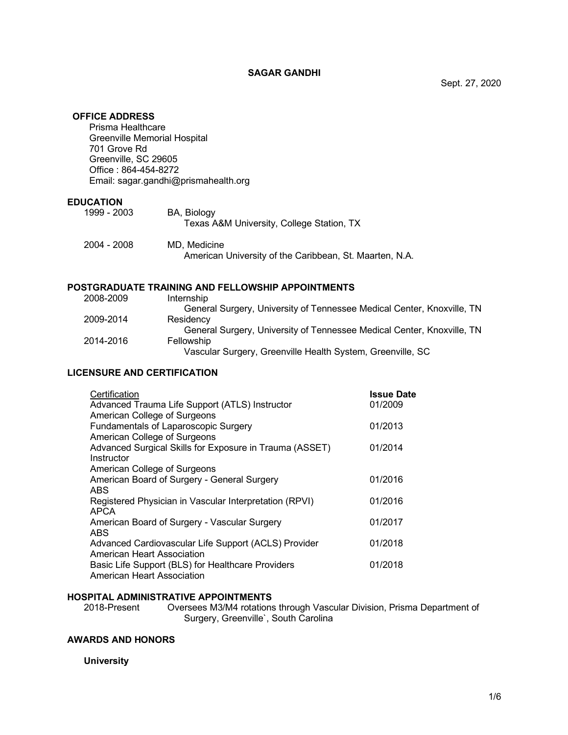# SAGAR GANDHI

Sept. 27, 2020

## OFFICE ADDRESS

Prisma Healthcare
Greenville Memorial Hospital
701 Grove Rd
Greenville, SC 29605
Office : 864-454-8272
Email: sagar.gandhi@prismahealth.org

## EDUCATION

1999 - 2003 BA, Biology
Texas A&M University, College Station, TX

2004 - 2008 MD, Medicine
American University of the Caribbean, St. Maarten, N.A.

## POSTGRADUATE TRAINING AND FELLOWSHIP APPOINTMENTS

2008-2009 Internship
General Surgery, University of Tennessee Medical Center, Knoxville, TN

2009-2014 Residency
General Surgery, University of Tennessee Medical Center, Knoxville, TN

2014-2016 Fellowship
Vascular Surgery, Greenville Health System, Greenville, SC

## LICENSURE AND CERTIFICATION

| Certification | **Issue Date** |
|---|---|
| Advanced Trauma Life Support (ATLS) Instructor<br>American College of Surgeons | 01/2009 |
| Fundamentals of Laparoscopic Surgery<br>American College of Surgeons | 01/2013 |
| Advanced Surgical Skills for Exposure in Trauma (ASSET) Instructor<br>American College of Surgeons | 01/2014 |
| American Board of Surgery - General Surgery<br>ABS | 01/2016 |
| Registered Physician in Vascular Interpretation (RPVI)<br>APCA | 01/2016 |
| American Board of Surgery - Vascular Surgery<br>ABS | 01/2017 |
| Advanced Cardiovascular Life Support (ACLS) Provider<br>American Heart Association | 01/2018 |
| Basic Life Support (BLS) for Healthcare Providers<br>American Heart Association | 01/2018 |

## HOSPITAL ADMINISTRATIVE APPOINTMENTS

2018-Present Oversees M3/M4 rotations through Vascular Division, Prisma Department of Surgery, Greenville`, South Carolina

## AWARDS AND HONORS

### University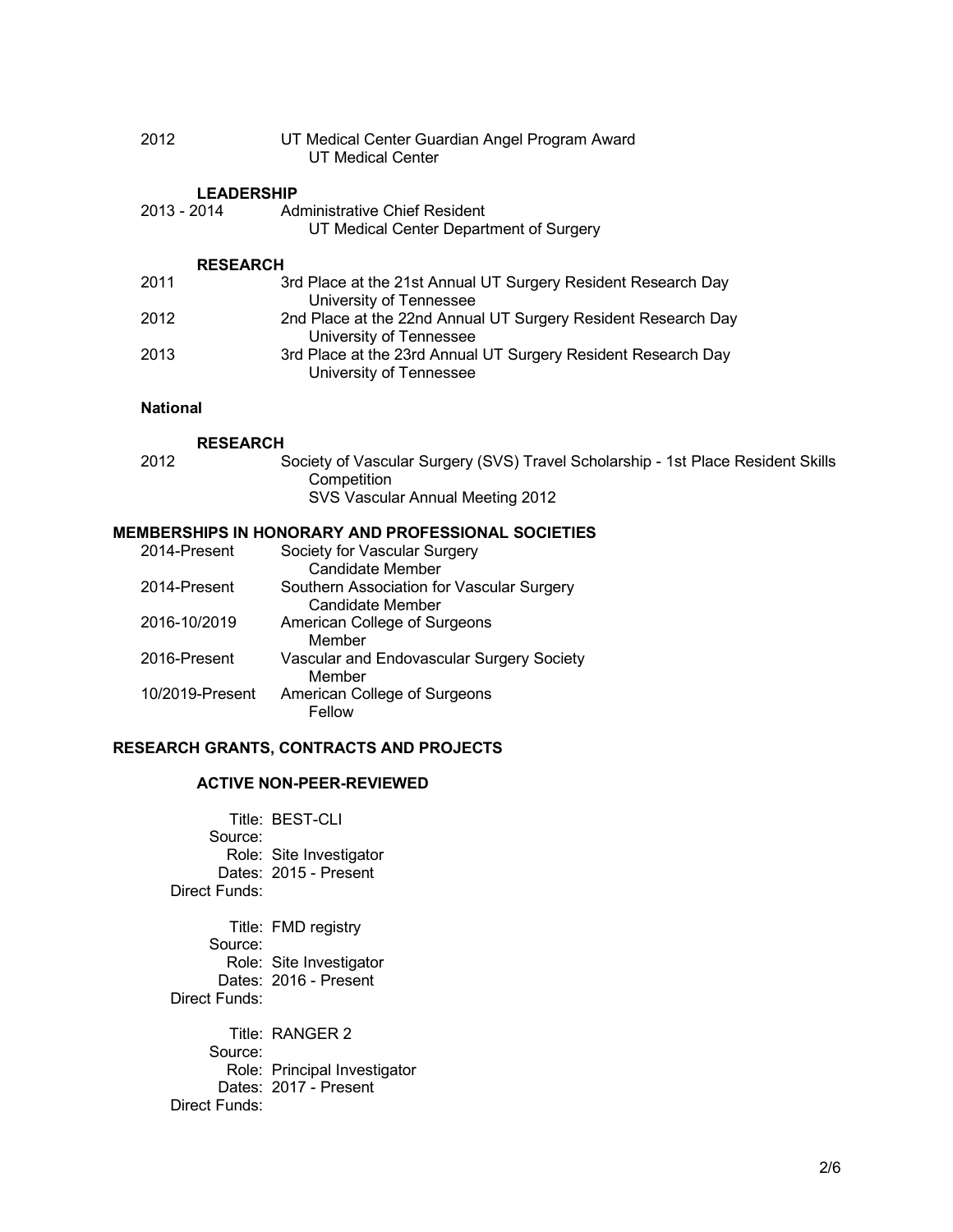2012 UT Medical Center Guardian Angel Program Award
UT Medical Center

#### LEADERSHIP

2013 - 2014 Administrative Chief Resident
UT Medical Center Department of Surgery

#### RESEARCH

2011 3rd Place at the 21st Annual UT Surgery Resident Research Day
University of Tennessee

2012 2nd Place at the 22nd Annual UT Surgery Resident Research Day
University of Tennessee

2013 3rd Place at the 23rd Annual UT Surgery Resident Research Day
University of Tennessee

### National

#### RESEARCH

2012 Society of Vascular Surgery (SVS) Travel Scholarship - 1st Place Resident Skills Competition
SVS Vascular Annual Meeting 2012

## MEMBERSHIPS IN HONORARY AND PROFESSIONAL SOCIETIES

2014-Present Society for Vascular Surgery
Candidate Member

2014-Present Southern Association for Vascular Surgery
Candidate Member

2016-10/2019 American College of Surgeons
Member

2016-Present Vascular and Endovascular Surgery Society
Member

10/2019-Present American College of Surgeons
Fellow

## RESEARCH GRANTS, CONTRACTS AND PROJECTS

### ACTIVE NON-PEER-REVIEWED

Title: BEST-CLI
Source:
Role: Site Investigator
Dates: 2015 - Present
Direct Funds:

Title: FMD registry
Source:
Role: Site Investigator
Dates: 2016 - Present
Direct Funds:

Title: RANGER 2
Source:
Role: Principal Investigator
Dates: 2017 - Present
Direct Funds: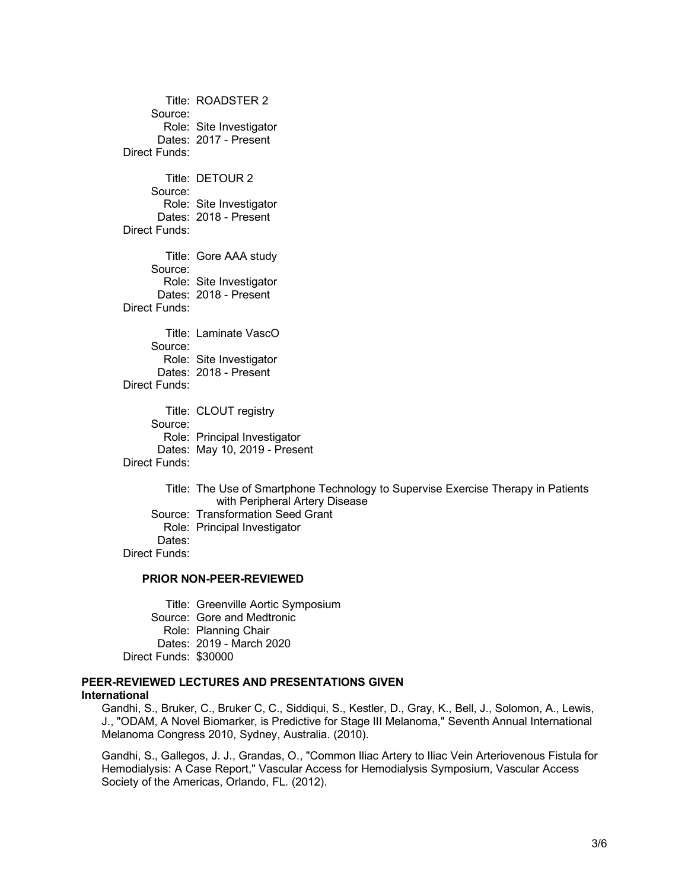Title: ROADSTER 2
Source:
Role: Site Investigator
Dates: 2017 - Present
Direct Funds:

Title: DETOUR 2
Source:
Role: Site Investigator
Dates: 2018 - Present
Direct Funds:

Title: Gore AAA study
Source:
Role: Site Investigator
Dates: 2018 - Present
Direct Funds:

Title: Laminate VascO
Source:
Role: Site Investigator
Dates: 2018 - Present
Direct Funds:

Title: CLOUT registry
Source:
Role: Principal Investigator
Dates: May 10, 2019 - Present
Direct Funds:

Title: The Use of Smartphone Technology to Supervise Exercise Therapy in Patients with Peripheral Artery Disease
Source: Transformation Seed Grant
Role: Principal Investigator
Dates:
Direct Funds:

### PRIOR NON-PEER-REVIEWED

Title: Greenville Aortic Symposium
Source: Gore and Medtronic
Role: Planning Chair
Dates: 2019 - March 2020
Direct Funds: $30000

## PEER-REVIEWED LECTURES AND PRESENTATIONS GIVEN

### International

Gandhi, S., Bruker, C., Bruker C, C., Siddiqui, S., Kestler, D., Gray, K., Bell, J., Solomon, A., Lewis, J., "ODAM, A Novel Biomarker, is Predictive for Stage III Melanoma," Seventh Annual International Melanoma Congress 2010, Sydney, Australia. (2010).

Gandhi, S., Gallegos, J. J., Grandas, O., "Common Iliac Artery to Iliac Vein Arteriovenous Fistula for Hemodialysis: A Case Report," Vascular Access for Hemodialysis Symposium, Vascular Access Society of the Americas, Orlando, FL. (2012).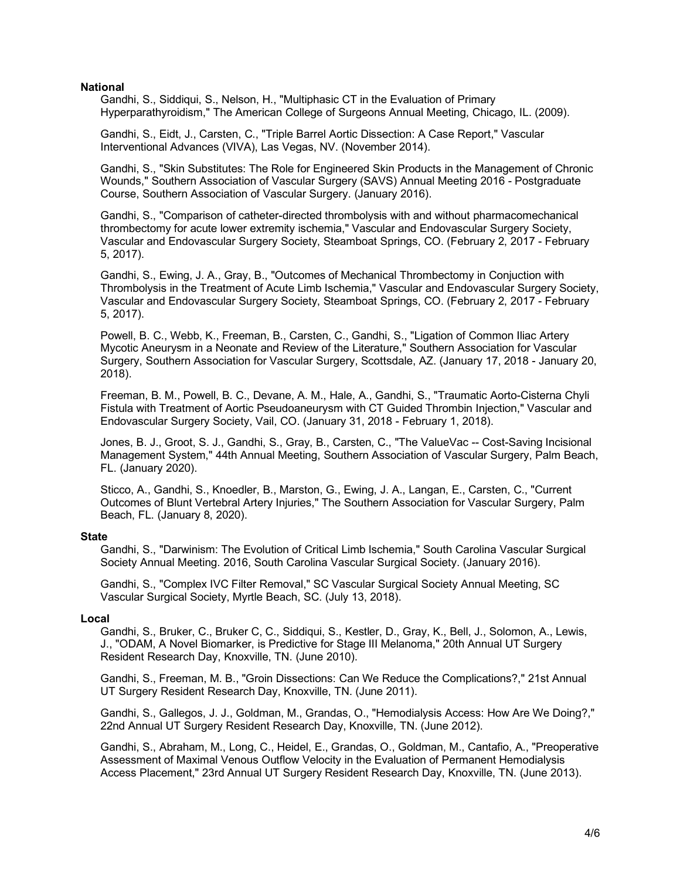**National**

Gandhi, S., Siddiqui, S., Nelson, H., "Multiphasic CT in the Evaluation of Primary Hyperparathyroidism," The American College of Surgeons Annual Meeting, Chicago, IL. (2009).

Gandhi, S., Eidt, J., Carsten, C., "Triple Barrel Aortic Dissection: A Case Report," Vascular Interventional Advances (VIVA), Las Vegas, NV. (November 2014).

Gandhi, S., "Skin Substitutes: The Role for Engineered Skin Products in the Management of Chronic Wounds," Southern Association of Vascular Surgery (SAVS) Annual Meeting 2016 - Postgraduate Course, Southern Association of Vascular Surgery. (January 2016).

Gandhi, S., "Comparison of catheter-directed thrombolysis with and without pharmacomechanical thrombectomy for acute lower extremity ischemia," Vascular and Endovascular Surgery Society, Vascular and Endovascular Surgery Society, Steamboat Springs, CO. (February 2, 2017 - February 5, 2017).

Gandhi, S., Ewing, J. A., Gray, B., "Outcomes of Mechanical Thrombectomy in Conjuction with Thrombolysis in the Treatment of Acute Limb Ischemia," Vascular and Endovascular Surgery Society, Vascular and Endovascular Surgery Society, Steamboat Springs, CO. (February 2, 2017 - February 5, 2017).

Powell, B. C., Webb, K., Freeman, B., Carsten, C., Gandhi, S., "Ligation of Common Iliac Artery Mycotic Aneurysm in a Neonate and Review of the Literature," Southern Association for Vascular Surgery, Southern Association for Vascular Surgery, Scottsdale, AZ. (January 17, 2018 - January 20, 2018).

Freeman, B. M., Powell, B. C., Devane, A. M., Hale, A., Gandhi, S., "Traumatic Aorto-Cisterna Chyli Fistula with Treatment of Aortic Pseudoaneurysm with CT Guided Thrombin Injection," Vascular and Endovascular Surgery Society, Vail, CO. (January 31, 2018 - February 1, 2018).

Jones, B. J., Groot, S. J., Gandhi, S., Gray, B., Carsten, C., "The ValueVac -- Cost-Saving Incisional Management System," 44th Annual Meeting, Southern Association of Vascular Surgery, Palm Beach, FL. (January 2020).

Sticco, A., Gandhi, S., Knoedler, B., Marston, G., Ewing, J. A., Langan, E., Carsten, C., "Current Outcomes of Blunt Vertebral Artery Injuries," The Southern Association for Vascular Surgery, Palm Beach, FL. (January 8, 2020).

**State**

Gandhi, S., "Darwinism: The Evolution of Critical Limb Ischemia," South Carolina Vascular Surgical Society Annual Meeting. 2016, South Carolina Vascular Surgical Society. (January 2016).

Gandhi, S., "Complex IVC Filter Removal," SC Vascular Surgical Society Annual Meeting, SC Vascular Surgical Society, Myrtle Beach, SC. (July 13, 2018).

**Local**

Gandhi, S., Bruker, C., Bruker C, C., Siddiqui, S., Kestler, D., Gray, K., Bell, J., Solomon, A., Lewis, J., "ODAM, A Novel Biomarker, is Predictive for Stage III Melanoma," 20th Annual UT Surgery Resident Research Day, Knoxville, TN. (June 2010).

Gandhi, S., Freeman, M. B., "Groin Dissections: Can We Reduce the Complications?," 21st Annual UT Surgery Resident Research Day, Knoxville, TN. (June 2011).

Gandhi, S., Gallegos, J. J., Goldman, M., Grandas, O., "Hemodialysis Access: How Are We Doing?," 22nd Annual UT Surgery Resident Research Day, Knoxville, TN. (June 2012).

Gandhi, S., Abraham, M., Long, C., Heidel, E., Grandas, O., Goldman, M., Cantafio, A., "Preoperative Assessment of Maximal Venous Outflow Velocity in the Evaluation of Permanent Hemodialysis Access Placement," 23rd Annual UT Surgery Resident Research Day, Knoxville, TN. (June 2013).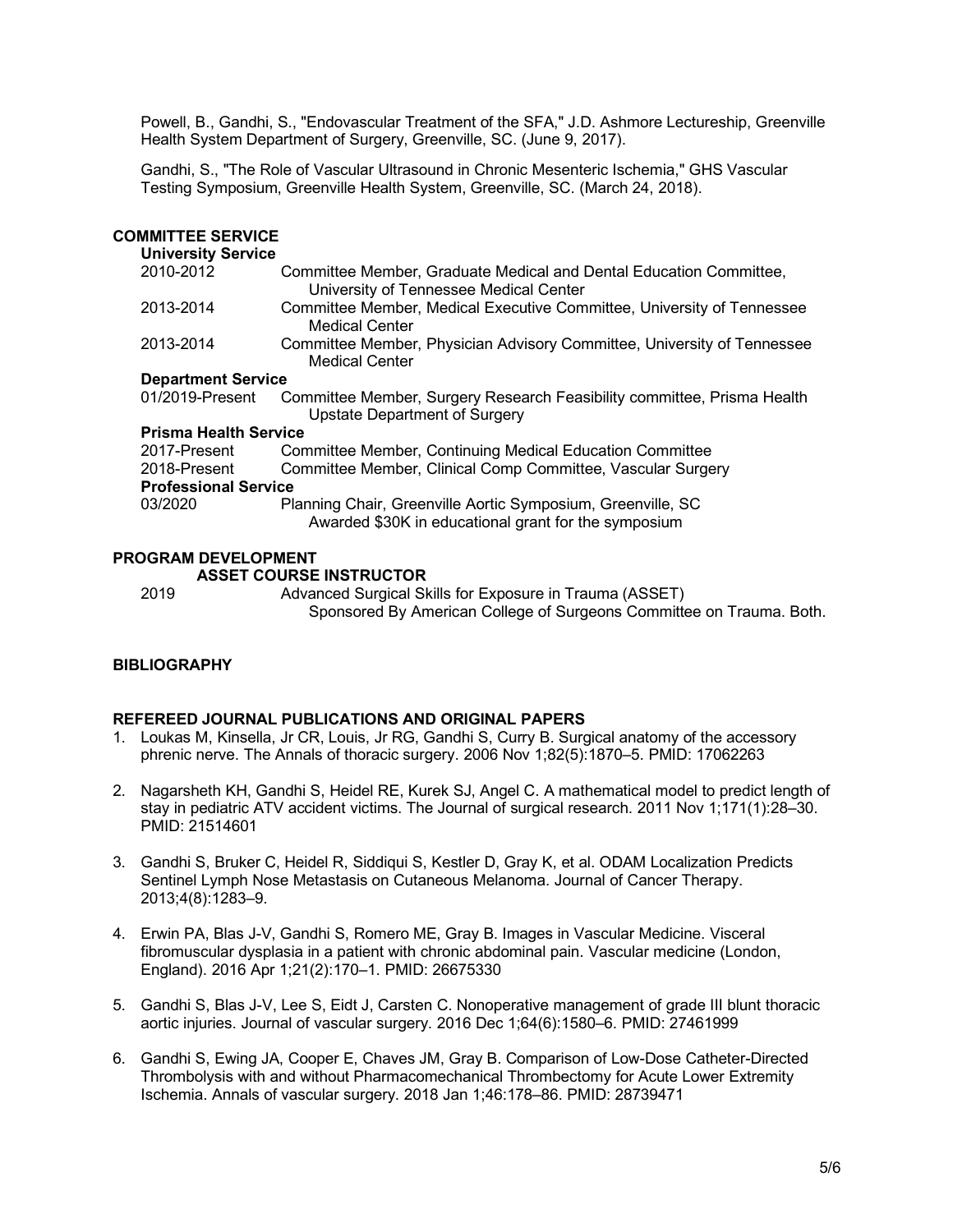Powell, B., Gandhi, S., "Endovascular Treatment of the SFA," J.D. Ashmore Lectureship, Greenville Health System Department of Surgery, Greenville, SC. (June 9, 2017).

Gandhi, S., "The Role of Vascular Ultrasound in Chronic Mesenteric Ischemia," GHS Vascular Testing Symposium, Greenville Health System, Greenville, SC. (March 24, 2018).

## COMMITTEE SERVICE

### University Service

| | |
|---|---|
| 2010-2012 | Committee Member, Graduate Medical and Dental Education Committee, University of Tennessee Medical Center |
| 2013-2014 | Committee Member, Medical Executive Committee, University of Tennessee Medical Center |
| 2013-2014 | Committee Member, Physician Advisory Committee, University of Tennessee Medical Center |

### Department Service

| | |
|---|---|
| 01/2019-Present | Committee Member, Surgery Research Feasibility committee, Prisma Health Upstate Department of Surgery |

### Prisma Health Service

| | |
|---|---|
| 2017-Present | Committee Member, Continuing Medical Education Committee |
| 2018-Present | Committee Member, Clinical Comp Committee, Vascular Surgery |

### Professional Service

| | |
|---|---|
| 03/2020 | Planning Chair, Greenville Aortic Symposium, Greenville, SC<br>Awarded $30K in educational grant for the symposium |

## PROGRAM DEVELOPMENT

### ASSET COURSE INSTRUCTOR

| | |
|---|---|
| 2019 | Advanced Surgical Skills for Exposure in Trauma (ASSET)<br>Sponsored By American College of Surgeons Committee on Trauma. Both. |

## BIBLIOGRAPHY

### REFEREED JOURNAL PUBLICATIONS AND ORIGINAL PAPERS

1. Loukas M, Kinsella, Jr CR, Louis, Jr RG, Gandhi S, Curry B. Surgical anatomy of the accessory phrenic nerve. The Annals of thoracic surgery. 2006 Nov 1;82(5):1870–5. PMID: 17062263

2. Nagarsheth KH, Gandhi S, Heidel RE, Kurek SJ, Angel C. A mathematical model to predict length of stay in pediatric ATV accident victims. The Journal of surgical research. 2011 Nov 1;171(1):28–30. PMID: 21514601

3. Gandhi S, Bruker C, Heidel R, Siddiqui S, Kestler D, Gray K, et al. ODAM Localization Predicts Sentinel Lymph Nose Metastasis on Cutaneous Melanoma. Journal of Cancer Therapy. 2013;4(8):1283–9.

4. Erwin PA, Blas J-V, Gandhi S, Romero ME, Gray B. Images in Vascular Medicine. Visceral fibromuscular dysplasia in a patient with chronic abdominal pain. Vascular medicine (London, England). 2016 Apr 1;21(2):170–1. PMID: 26675330

5. Gandhi S, Blas J-V, Lee S, Eidt J, Carsten C. Nonoperative management of grade III blunt thoracic aortic injuries. Journal of vascular surgery. 2016 Dec 1;64(6):1580–6. PMID: 27461999

6. Gandhi S, Ewing JA, Cooper E, Chaves JM, Gray B. Comparison of Low-Dose Catheter-Directed Thrombolysis with and without Pharmacomechanical Thrombectomy for Acute Lower Extremity Ischemia. Annals of vascular surgery. 2018 Jan 1;46:178–86. PMID: 28739471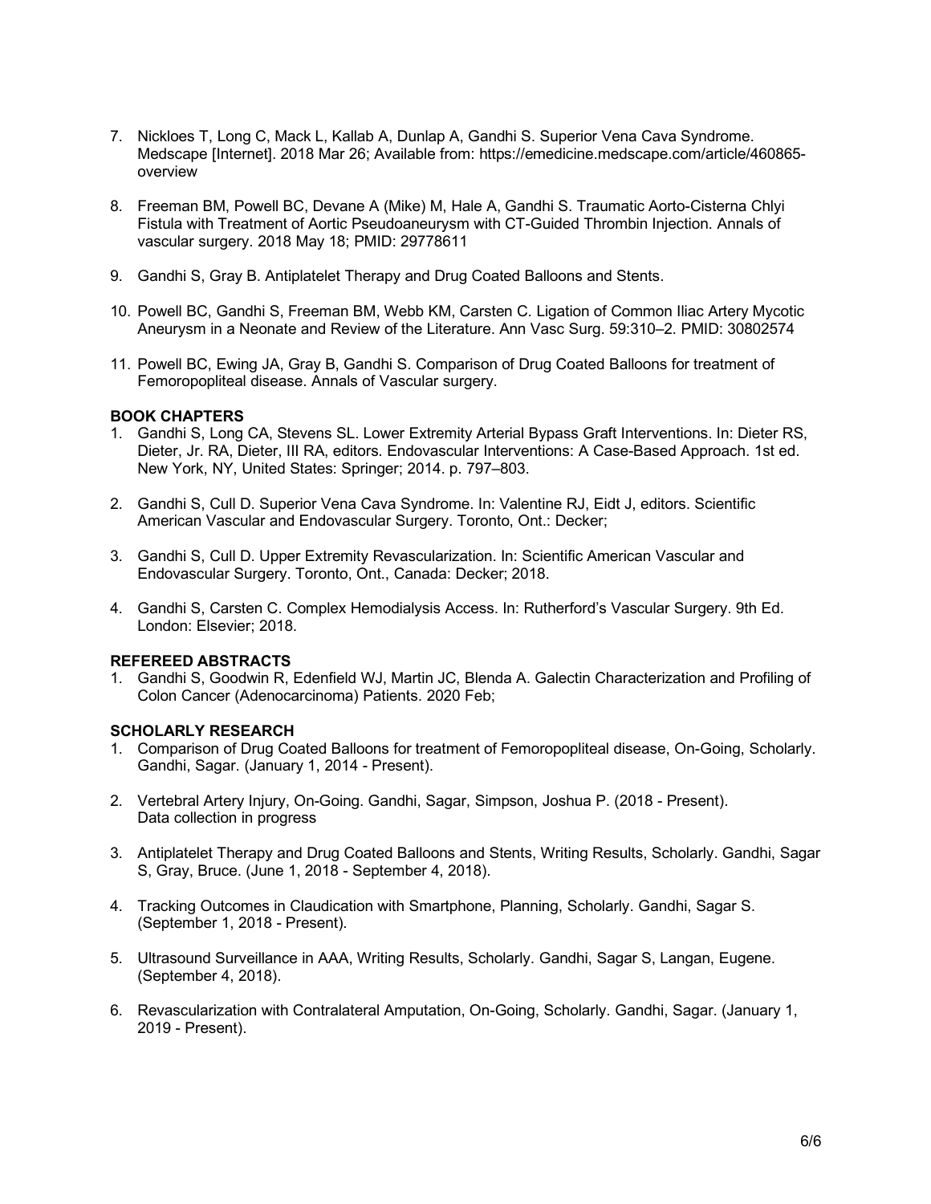7. Nickloes T, Long C, Mack L, Kallab A, Dunlap A, Gandhi S. Superior Vena Cava Syndrome. Medscape [Internet]. 2018 Mar 26; Available from: https://emedicine.medscape.com/article/460865-overview

8. Freeman BM, Powell BC, Devane A (Mike) M, Hale A, Gandhi S. Traumatic Aorto-Cisterna Chlyi Fistula with Treatment of Aortic Pseudoaneurysm with CT-Guided Thrombin Injection. Annals of vascular surgery. 2018 May 18; PMID: 29778611

9. Gandhi S, Gray B. Antiplatelet Therapy and Drug Coated Balloons and Stents.

10. Powell BC, Gandhi S, Freeman BM, Webb KM, Carsten C. Ligation of Common Iliac Artery Mycotic Aneurysm in a Neonate and Review of the Literature. Ann Vasc Surg. 59:310–2. PMID: 30802574

11. Powell BC, Ewing JA, Gray B, Gandhi S. Comparison of Drug Coated Balloons for treatment of Femoropopliteal disease. Annals of Vascular surgery.

**BOOK CHAPTERS**

1. Gandhi S, Long CA, Stevens SL. Lower Extremity Arterial Bypass Graft Interventions. In: Dieter RS, Dieter, Jr. RA, Dieter, III RA, editors. Endovascular Interventions: A Case-Based Approach. 1st ed. New York, NY, United States: Springer; 2014. p. 797–803.

2. Gandhi S, Cull D. Superior Vena Cava Syndrome. In: Valentine RJ, Eidt J, editors. Scientific American Vascular and Endovascular Surgery. Toronto, Ont.: Decker;

3. Gandhi S, Cull D. Upper Extremity Revascularization. In: Scientific American Vascular and Endovascular Surgery. Toronto, Ont., Canada: Decker; 2018.

4. Gandhi S, Carsten C. Complex Hemodialysis Access. In: Rutherford's Vascular Surgery. 9th Ed. London: Elsevier; 2018.

**REFEREED ABSTRACTS**

1. Gandhi S, Goodwin R, Edenfield WJ, Martin JC, Blenda A. Galectin Characterization and Profiling of Colon Cancer (Adenocarcinoma) Patients. 2020 Feb;

**SCHOLARLY RESEARCH**

1. Comparison of Drug Coated Balloons for treatment of Femoropopliteal disease, On-Going, Scholarly. Gandhi, Sagar. (January 1, 2014 - Present).

2. Vertebral Artery Injury, On-Going. Gandhi, Sagar, Simpson, Joshua P. (2018 - Present). Data collection in progress

3. Antiplatelet Therapy and Drug Coated Balloons and Stents, Writing Results, Scholarly. Gandhi, Sagar S, Gray, Bruce. (June 1, 2018 - September 4, 2018).

4. Tracking Outcomes in Claudication with Smartphone, Planning, Scholarly. Gandhi, Sagar S. (September 1, 2018 - Present).

5. Ultrasound Surveillance in AAA, Writing Results, Scholarly. Gandhi, Sagar S, Langan, Eugene. (September 4, 2018).

6. Revascularization with Contralateral Amputation, On-Going, Scholarly. Gandhi, Sagar. (January 1, 2019 - Present).